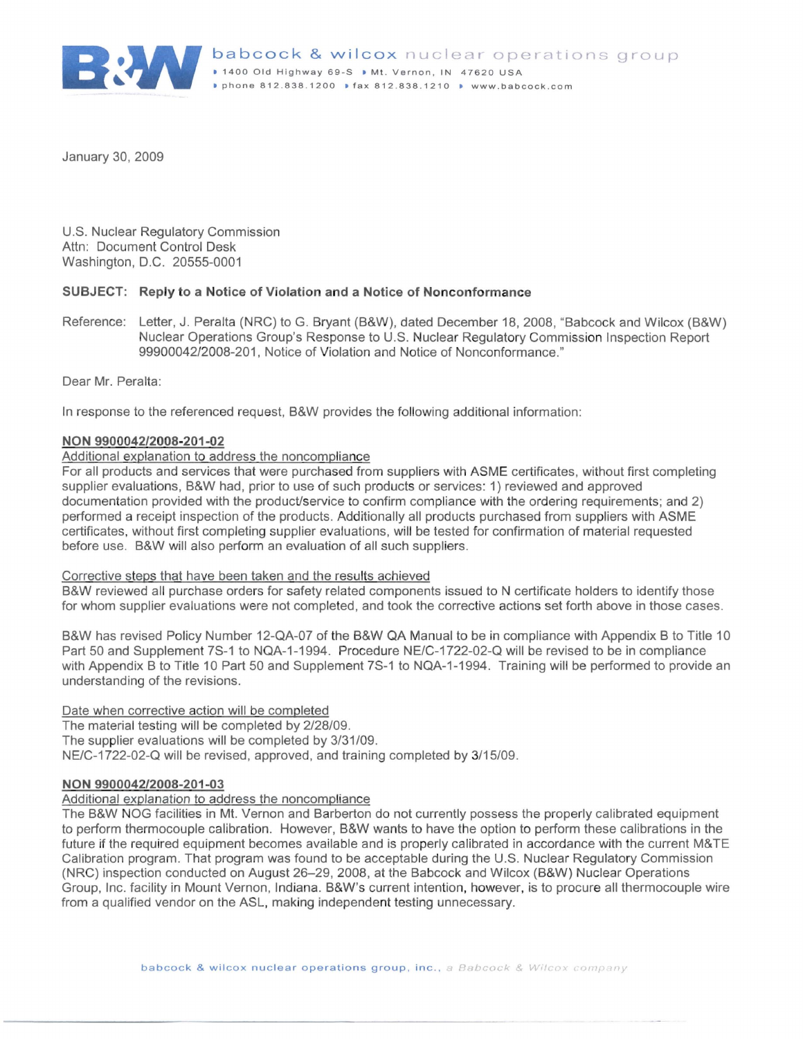babcock & wilcox nuclear operations group
1400 Old Highway 69-S ▸ Mt. Vernon, IN 47620 USA
phone 812.838.1200 ▸ fax 812.838.1210 ▸ www.babcock.com

January 30, 2009

U.S. Nuclear Regulatory Commission
Attn: Document Control Desk
Washington, D.C. 20555-0001

**SUBJECT: Reply to a Notice of Violation and a Notice of Nonconformance**

Reference: Letter, J. Peralta (NRC) to G. Bryant (B&W), dated December 18, 2008, "Babcock and Wilcox (B&W) Nuclear Operations Group's Response to U.S. Nuclear Regulatory Commission Inspection Report 99900042/2008-201, Notice of Violation and Notice of Nonconformance."

Dear Mr. Peralta:

In response to the referenced request, B&W provides the following additional information:

**NON 9900042/2008-201-02**

Additional explanation to address the noncompliance

For all products and services that were purchased from suppliers with ASME certificates, without first completing supplier evaluations, B&W had, prior to use of such products or services: 1) reviewed and approved documentation provided with the product/service to confirm compliance with the ordering requirements; and 2) performed a receipt inspection of the products. Additionally all products purchased from suppliers with ASME certificates, without first completing supplier evaluations, will be tested for confirmation of material requested before use. B&W will also perform an evaluation of all such suppliers.

Corrective steps that have been taken and the results achieved

B&W reviewed all purchase orders for safety related components issued to N certificate holders to identify those for whom supplier evaluations were not completed, and took the corrective actions set forth above in those cases.

B&W has revised Policy Number 12-QA-07 of the B&W QA Manual to be in compliance with Appendix B to Title 10 Part 50 and Supplement 7S-1 to NQA-1-1994. Procedure NE/C-1722-02-Q will be revised to be in compliance with Appendix B to Title 10 Part 50 and Supplement 7S-1 to NQA-1-1994. Training will be performed to provide an understanding of the revisions.

Date when corrective action will be completed

The material testing will be completed by 2/28/09.
The supplier evaluations will be completed by 3/31/09.
NE/C-1722-02-Q will be revised, approved, and training completed by 3/15/09.

**NON 9900042/2008-201-03**

Additional explanation to address the noncompliance

The B&W NOG facilities in Mt. Vernon and Barberton do not currently possess the properly calibrated equipment to perform thermocouple calibration. However, B&W wants to have the option to perform these calibrations in the future if the required equipment becomes available and is properly calibrated in accordance with the current M&TE Calibration program. That program was found to be acceptable during the U.S. Nuclear Regulatory Commission (NRC) inspection conducted on August 26–29, 2008, at the Babcock and Wilcox (B&W) Nuclear Operations Group, Inc. facility in Mount Vernon, Indiana. B&W's current intention, however, is to procure all thermocouple wire from a qualified vendor on the ASL, making independent testing unnecessary.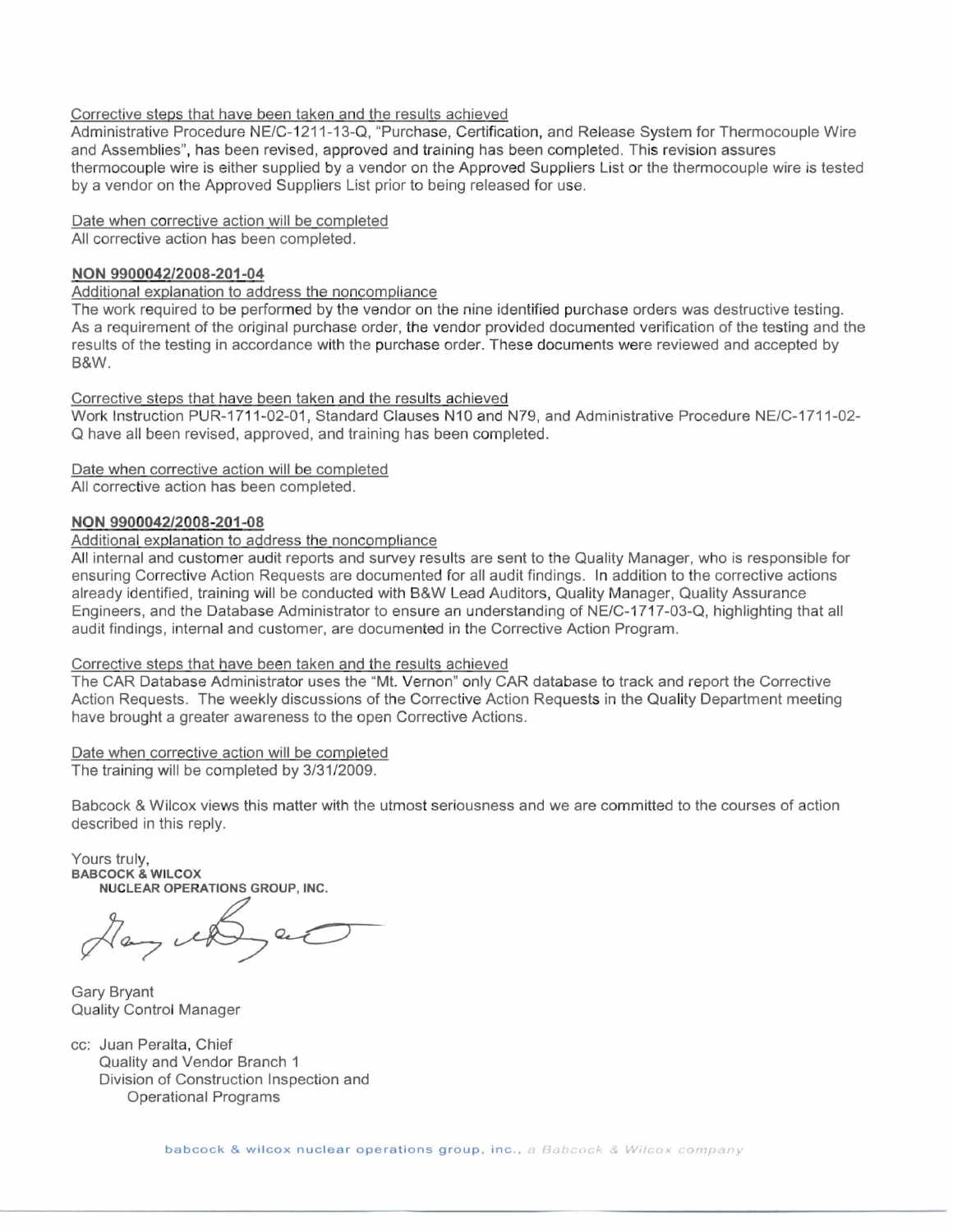Corrective steps that have been taken and the results achieved

Administrative Procedure NE/C-1211-13-Q, "Purchase, Certification, and Release System for Thermocouple Wire and Assemblies", has been revised, approved and training has been completed. This revision assures thermocouple wire is either supplied by a vendor on the Approved Suppliers List or the thermocouple wire is tested by a vendor on the Approved Suppliers List prior to being released for use.

Date when corrective action will be completed

All corrective action has been completed.

**NON 9900042/2008-201-04**

Additional explanation to address the noncompliance

The work required to be performed by the vendor on the nine identified purchase orders was destructive testing. As a requirement of the original purchase order, the vendor provided documented verification of the testing and the results of the testing in accordance with the purchase order. These documents were reviewed and accepted by B&W.

Corrective steps that have been taken and the results achieved

Work Instruction PUR-1711-02-01, Standard Clauses N10 and N79, and Administrative Procedure NE/C-1711-02-Q have all been revised, approved, and training has been completed.

Date when corrective action will be completed

All corrective action has been completed.

**NON 9900042/2008-201-08**

Additional explanation to address the noncompliance

All internal and customer audit reports and survey results are sent to the Quality Manager, who is responsible for ensuring Corrective Action Requests are documented for all audit findings. In addition to the corrective actions already identified, training will be conducted with B&W Lead Auditors, Quality Manager, Quality Assurance Engineers, and the Database Administrator to ensure an understanding of NE/C-1717-03-Q, highlighting that all audit findings, internal and customer, are documented in the Corrective Action Program.

Corrective steps that have been taken and the results achieved

The CAR Database Administrator uses the "Mt. Vernon" only CAR database to track and report the Corrective Action Requests. The weekly discussions of the Corrective Action Requests in the Quality Department meeting have brought a greater awareness to the open Corrective Actions.

Date when corrective action will be completed

The training will be completed by 3/31/2009.

Babcock & Wilcox views this matter with the utmost seriousness and we are committed to the courses of action described in this reply.

Yours truly,

**BABCOCK & WILCOX**
**NUCLEAR OPERATIONS GROUP, INC.**

Gary Bryant
Quality Control Manager

cc: Juan Peralta, Chief
Quality and Vendor Branch 1
Division of Construction Inspection and
Operational Programs